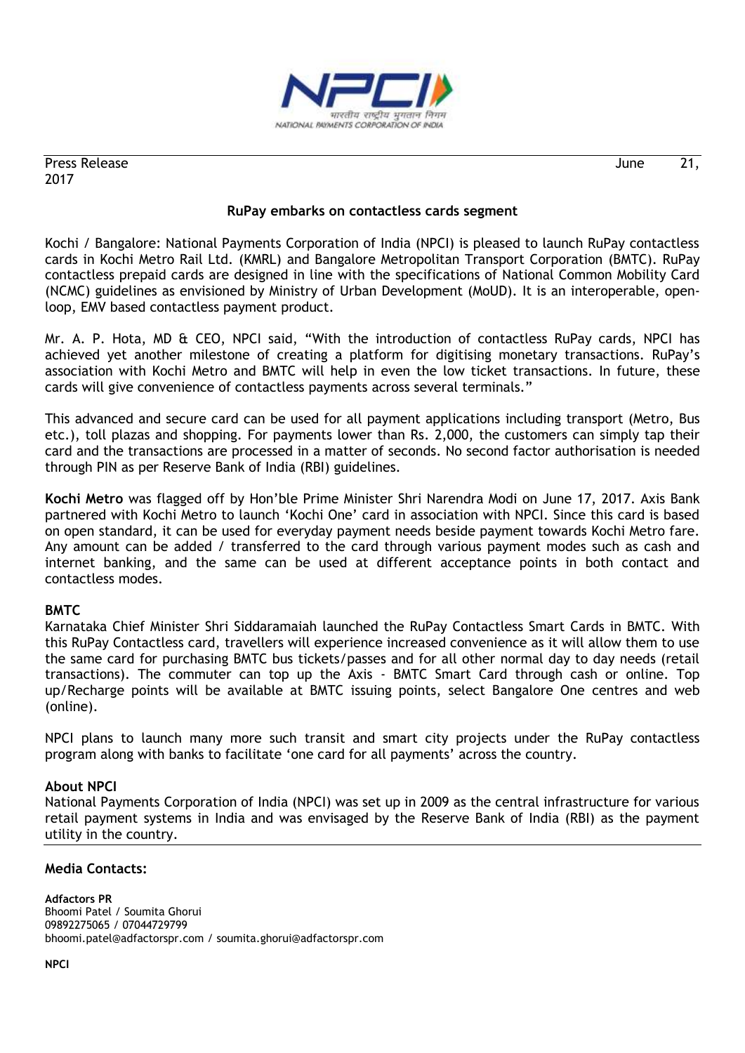Press Release June 21, 2017

## RuPay embarks on contactless cards segment

Kochi / Bangalore: National Payments Corporation of India (NPCI) is pleased to launch RuPay contactless cards in Kochi Metro Rail Ltd. (KMRL) and Bangalore Metropolitan Transport Corporation (BMTC). RuPay contactless prepaid cards are designed in line with the specifications of National Common Mobility Card (NCMC) guidelines as envisioned by Ministry of Urban Development (MoUD). It is an interoperable, open-loop, EMV based contactless payment product.

Mr. A. P. Hota, MD & CEO, NPCI said, "With the introduction of contactless RuPay cards, NPCI has achieved yet another milestone of creating a platform for digitising monetary transactions. RuPay's association with Kochi Metro and BMTC will help in even the low ticket transactions. In future, these cards will give convenience of contactless payments across several terminals."

This advanced and secure card can be used for all payment applications including transport (Metro, Bus etc.), toll plazas and shopping. For payments lower than Rs. 2,000, the customers can simply tap their card and the transactions are processed in a matter of seconds. No second factor authorisation is needed through PIN as per Reserve Bank of India (RBI) guidelines.

**Kochi Metro** was flagged off by Hon'ble Prime Minister Shri Narendra Modi on June 17, 2017. Axis Bank partnered with Kochi Metro to launch 'Kochi One' card in association with NPCI. Since this card is based on open standard, it can be used for everyday payment needs beside payment towards Kochi Metro fare. Any amount can be added / transferred to the card through various payment modes such as cash and internet banking, and the same can be used at different acceptance points in both contact and contactless modes.

**BMTC**

Karnataka Chief Minister Shri Siddaramaiah launched the RuPay Contactless Smart Cards in BMTC. With this RuPay Contactless card, travellers will experience increased convenience as it will allow them to use the same card for purchasing BMTC bus tickets/passes and for all other normal day to day needs (retail transactions). The commuter can top up the Axis - BMTC Smart Card through cash or online. Top up/Recharge points will be available at BMTC issuing points, select Bangalore One centres and web (online).

NPCI plans to launch many more such transit and smart city projects under the RuPay contactless program along with banks to facilitate 'one card for all payments' across the country.

**About NPCI**

National Payments Corporation of India (NPCI) was set up in 2009 as the central infrastructure for various retail payment systems in India and was envisaged by the Reserve Bank of India (RBI) as the payment utility in the country.

**Media Contacts:**

**Adfactors PR**
Bhoomi Patel / Soumita Ghorui
09892275065 / 07044729799
bhoomi.patel@adfactorspr.com / soumita.ghorui@adfactorspr.com

**NPCI**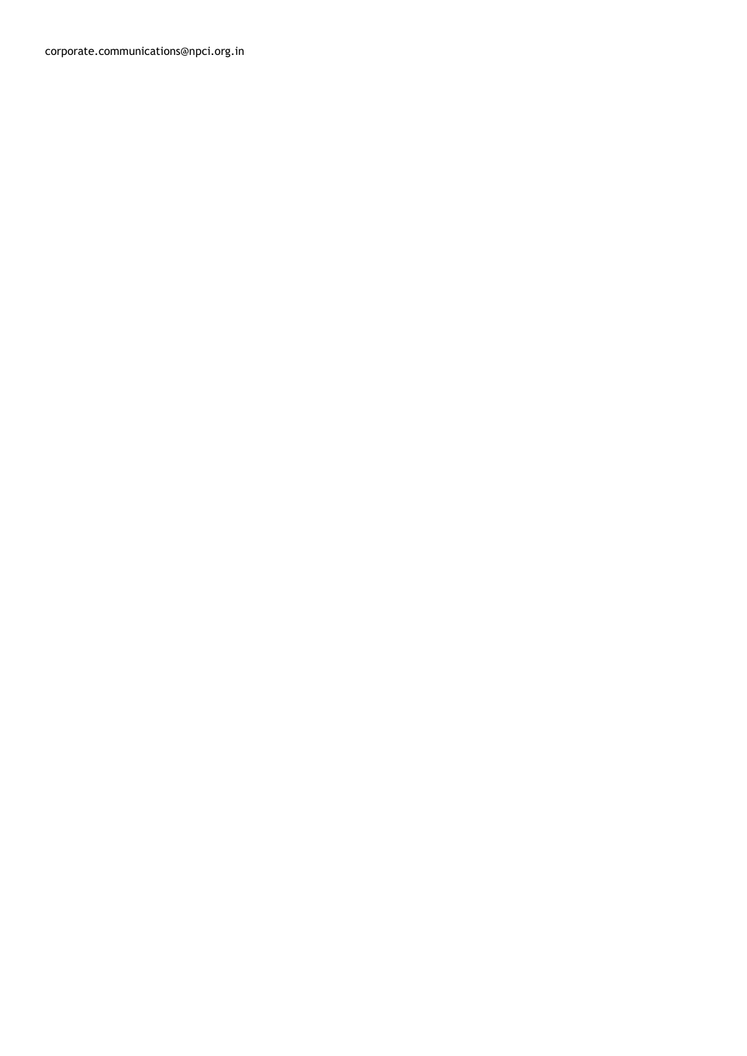corporate.communications@npci.org.in